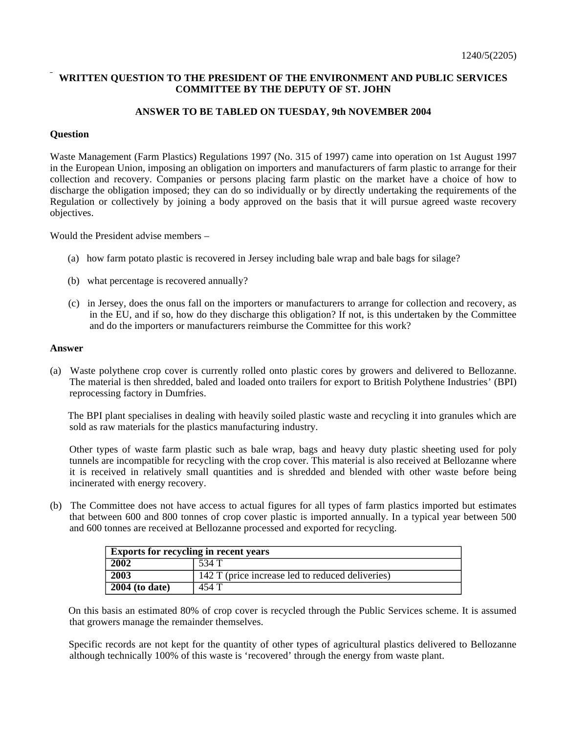1240/5(2205)

## WRITTEN QUESTION TO THE PRESIDENT OF THE ENVIRONMENT AND PUBLIC SERVICES COMMITTEE BY THE DEPUTY OF ST. JOHN

### ANSWER TO BE TABLED ON TUESDAY, 9th NOVEMBER 2004

**Question**

Waste Management (Farm Plastics) Regulations 1997 (No. 315 of 1997) came into operation on 1st August 1997 in the European Union, imposing an obligation on importers and manufacturers of farm plastic to arrange for their collection and recovery. Companies or persons placing farm plastic on the market have a choice of how to discharge the obligation imposed; they can do so individually or by directly undertaking the requirements of the Regulation or collectively by joining a body approved on the basis that it will pursue agreed waste recovery objectives.

Would the President advise members –

(a) how farm potato plastic is recovered in Jersey including bale wrap and bale bags for silage?

(b) what percentage is recovered annually?

(c) in Jersey, does the onus fall on the importers or manufacturers to arrange for collection and recovery, as in the EU, and if so, how do they discharge this obligation? If not, is this undertaken by the Committee and do the importers or manufacturers reimburse the Committee for this work?

**Answer**

(a) Waste polythene crop cover is currently rolled onto plastic cores by growers and delivered to Bellozanne. The material is then shredded, baled and loaded onto trailers for export to British Polythene Industries' (BPI) reprocessing factory in Dumfries.

The BPI plant specialises in dealing with heavily soiled plastic waste and recycling it into granules which are sold as raw materials for the plastics manufacturing industry.

Other types of waste farm plastic such as bale wrap, bags and heavy duty plastic sheeting used for poly tunnels are incompatible for recycling with the crop cover. This material is also received at Bellozanne where it is received in relatively small quantities and is shredded and blended with other waste before being incinerated with energy recovery.

(b) The Committee does not have access to actual figures for all types of farm plastics imported but estimates that between 600 and 800 tonnes of crop cover plastic is imported annually. In a typical year between 500 and 600 tonnes are received at Bellozanne processed and exported for recycling.

| **Exports for recycling in recent years** | |
|---|---|
| **2002** | 534 T |
| **2003** | 142 T (price increase led to reduced deliveries) |
| **2004 (to date)** | 454 T |

On this basis an estimated 80% of crop cover is recycled through the Public Services scheme. It is assumed that growers manage the remainder themselves.

Specific records are not kept for the quantity of other types of agricultural plastics delivered to Bellozanne although technically 100% of this waste is 'recovered' through the energy from waste plant.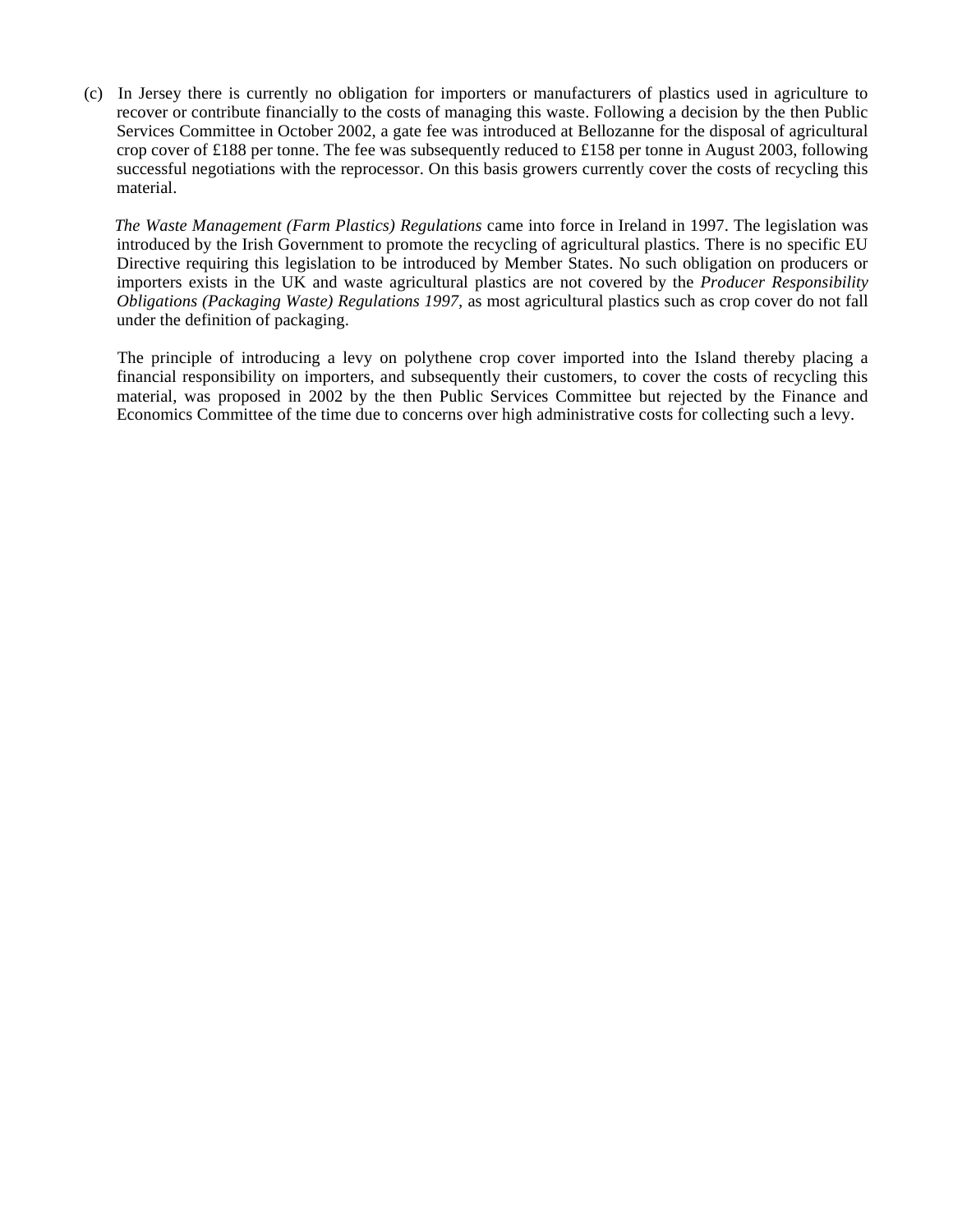(c) In Jersey there is currently no obligation for importers or manufacturers of plastics used in agriculture to recover or contribute financially to the costs of managing this waste. Following a decision by the then Public Services Committee in October 2002, a gate fee was introduced at Bellozanne for the disposal of agricultural crop cover of £188 per tonne. The fee was subsequently reduced to £158 per tonne in August 2003, following successful negotiations with the reprocessor. On this basis growers currently cover the costs of recycling this material.

*The Waste Management (Farm Plastics) Regulations* came into force in Ireland in 1997. The legislation was introduced by the Irish Government to promote the recycling of agricultural plastics. There is no specific EU Directive requiring this legislation to be introduced by Member States. No such obligation on producers or importers exists in the UK and waste agricultural plastics are not covered by the *Producer Responsibility Obligations (Packaging Waste) Regulations 1997*, as most agricultural plastics such as crop cover do not fall under the definition of packaging.

The principle of introducing a levy on polythene crop cover imported into the Island thereby placing a financial responsibility on importers, and subsequently their customers, to cover the costs of recycling this material, was proposed in 2002 by the then Public Services Committee but rejected by the Finance and Economics Committee of the time due to concerns over high administrative costs for collecting such a levy.